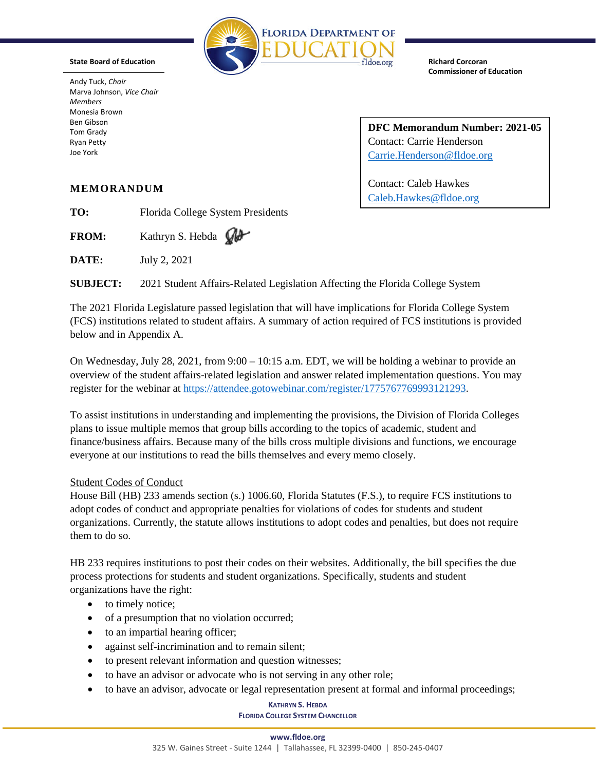**State Board of Education**

Andy Tuck, *Chair*
Marva Johnson, *Vice Chair*
*Members*
Monesia Brown
Ben Gibson
Tom Grady
Ryan Petty
Joe York

**Florida Department of Education**

**Richard Corcoran**
**Commissioner of Education**

**DFC Memorandum Number: 2021-05**
Contact: Carrie Henderson
Carrie.Henderson@fldoe.org

Contact: Caleb Hawkes
Caleb.Hawkes@fldoe.org

## MEMORANDUM

**TO:** Florida College System Presidents

**FROM:** Kathryn S. Hebda

**DATE:** July 2, 2021

**SUBJECT:** 2021 Student Affairs-Related Legislation Affecting the Florida College System

The 2021 Florida Legislature passed legislation that will have implications for Florida College System (FCS) institutions related to student affairs. A summary of action required of FCS institutions is provided below and in Appendix A.

On Wednesday, July 28, 2021, from 9:00 – 10:15 a.m. EDT, we will be holding a webinar to provide an overview of the student affairs-related legislation and answer related implementation questions. You may register for the webinar at https://attendee.gotowebinar.com/register/1775767769993121293.

To assist institutions in understanding and implementing the provisions, the Division of Florida Colleges plans to issue multiple memos that group bills according to the topics of academic, student and finance/business affairs. Because many of the bills cross multiple divisions and functions, we encourage everyone at our institutions to read the bills themselves and every memo closely.

Student Codes of Conduct

House Bill (HB) 233 amends section (s.) 1006.60, Florida Statutes (F.S.), to require FCS institutions to adopt codes of conduct and appropriate penalties for violations of codes for students and student organizations. Currently, the statute allows institutions to adopt codes and penalties, but does not require them to do so.

HB 233 requires institutions to post their codes on their websites. Additionally, the bill specifies the due process protections for students and student organizations. Specifically, students and student organizations have the right:

- to timely notice;
- of a presumption that no violation occurred;
- to an impartial hearing officer;
- against self-incrimination and to remain silent;
- to present relevant information and question witnesses;
- to have an advisor or advocate who is not serving in any other role;
- to have an advisor, advocate or legal representation present at formal and informal proceedings;

**Kathryn S. Hebda**
**Florida College System Chancellor**

**www.fldoe.org**
325 W. Gaines Street - Suite 1244 | Tallahassee, FL 32399-0400 | 850-245-0407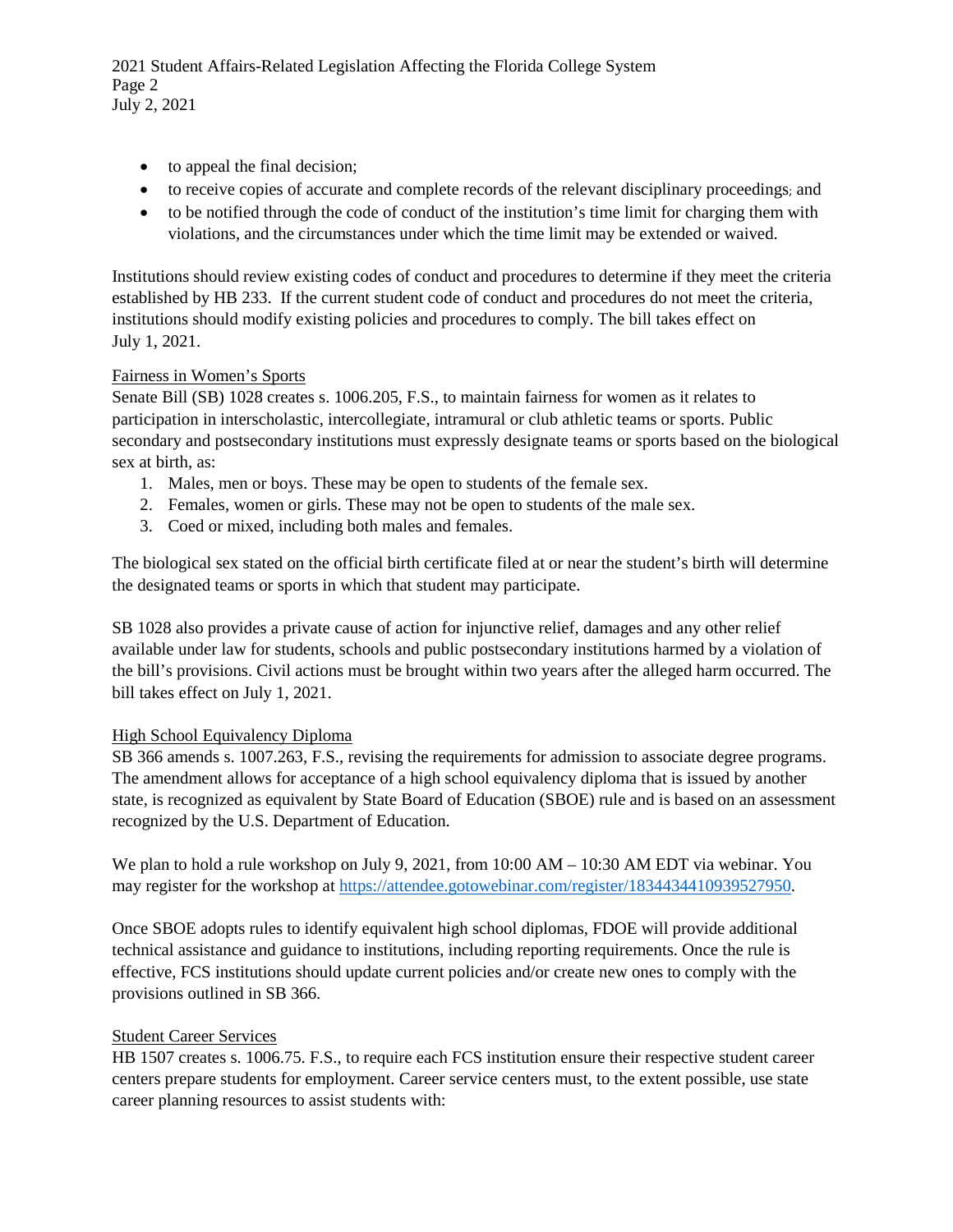- to appeal the final decision;
- to receive copies of accurate and complete records of the relevant disciplinary proceedings; and
- to be notified through the code of conduct of the institution's time limit for charging them with violations, and the circumstances under which the time limit may be extended or waived.

Institutions should review existing codes of conduct and procedures to determine if they meet the criteria established by HB 233. If the current student code of conduct and procedures do not meet the criteria, institutions should modify existing policies and procedures to comply. The bill takes effect on July 1, 2021.

Fairness in Women's Sports

Senate Bill (SB) 1028 creates s. 1006.205, F.S., to maintain fairness for women as it relates to participation in interscholastic, intercollegiate, intramural or club athletic teams or sports. Public secondary and postsecondary institutions must expressly designate teams or sports based on the biological sex at birth, as:

1. Males, men or boys. These may be open to students of the female sex.
2. Females, women or girls. These may not be open to students of the male sex.
3. Coed or mixed, including both males and females.

The biological sex stated on the official birth certificate filed at or near the student's birth will determine the designated teams or sports in which that student may participate.

SB 1028 also provides a private cause of action for injunctive relief, damages and any other relief available under law for students, schools and public postsecondary institutions harmed by a violation of the bill's provisions. Civil actions must be brought within two years after the alleged harm occurred. The bill takes effect on July 1, 2021.

High School Equivalency Diploma

SB 366 amends s. 1007.263, F.S., revising the requirements for admission to associate degree programs. The amendment allows for acceptance of a high school equivalency diploma that is issued by another state, is recognized as equivalent by State Board of Education (SBOE) rule and is based on an assessment recognized by the U.S. Department of Education.

We plan to hold a rule workshop on July 9, 2021, from 10:00 AM – 10:30 AM EDT via webinar. You may register for the workshop at https://attendee.gotowebinar.com/register/1834434410939527950.

Once SBOE adopts rules to identify equivalent high school diplomas, FDOE will provide additional technical assistance and guidance to institutions, including reporting requirements. Once the rule is effective, FCS institutions should update current policies and/or create new ones to comply with the provisions outlined in SB 366.

Student Career Services

HB 1507 creates s. 1006.75. F.S., to require each FCS institution ensure their respective student career centers prepare students for employment. Career service centers must, to the extent possible, use state career planning resources to assist students with: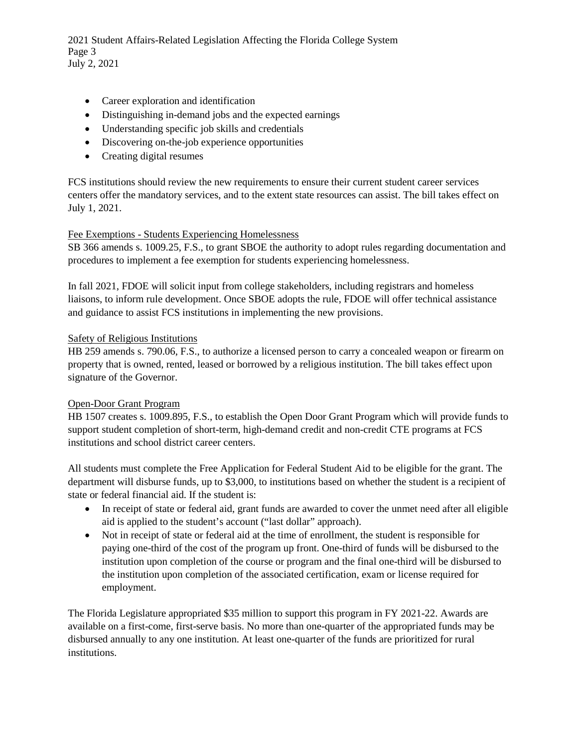- Career exploration and identification
- Distinguishing in-demand jobs and the expected earnings
- Understanding specific job skills and credentials
- Discovering on-the-job experience opportunities
- Creating digital resumes

FCS institutions should review the new requirements to ensure their current student career services centers offer the mandatory services, and to the extent state resources can assist. The bill takes effect on July 1, 2021.

<u>Fee Exemptions - Students Experiencing Homelessness</u>

SB 366 amends s. 1009.25, F.S., to grant SBOE the authority to adopt rules regarding documentation and procedures to implement a fee exemption for students experiencing homelessness.

In fall 2021, FDOE will solicit input from college stakeholders, including registrars and homeless liaisons, to inform rule development. Once SBOE adopts the rule, FDOE will offer technical assistance and guidance to assist FCS institutions in implementing the new provisions.

<u>Safety of Religious Institutions</u>

HB 259 amends s. 790.06, F.S., to authorize a licensed person to carry a concealed weapon or firearm on property that is owned, rented, leased or borrowed by a religious institution. The bill takes effect upon signature of the Governor.

<u>Open-Door Grant Program</u>

HB 1507 creates s. 1009.895, F.S., to establish the Open Door Grant Program which will provide funds to support student completion of short-term, high-demand credit and non-credit CTE programs at FCS institutions and school district career centers.

All students must complete the Free Application for Federal Student Aid to be eligible for the grant. The department will disburse funds, up to $3,000, to institutions based on whether the student is a recipient of state or federal financial aid. If the student is:

- In receipt of state or federal aid, grant funds are awarded to cover the unmet need after all eligible aid is applied to the student's account ("last dollar" approach).
- Not in receipt of state or federal aid at the time of enrollment, the student is responsible for paying one-third of the cost of the program up front. One-third of funds will be disbursed to the institution upon completion of the course or program and the final one-third will be disbursed to the institution upon completion of the associated certification, exam or license required for employment.

The Florida Legislature appropriated $35 million to support this program in FY 2021-22. Awards are available on a first-come, first-serve basis. No more than one-quarter of the appropriated funds may be disbursed annually to any one institution. At least one-quarter of the funds are prioritized for rural institutions.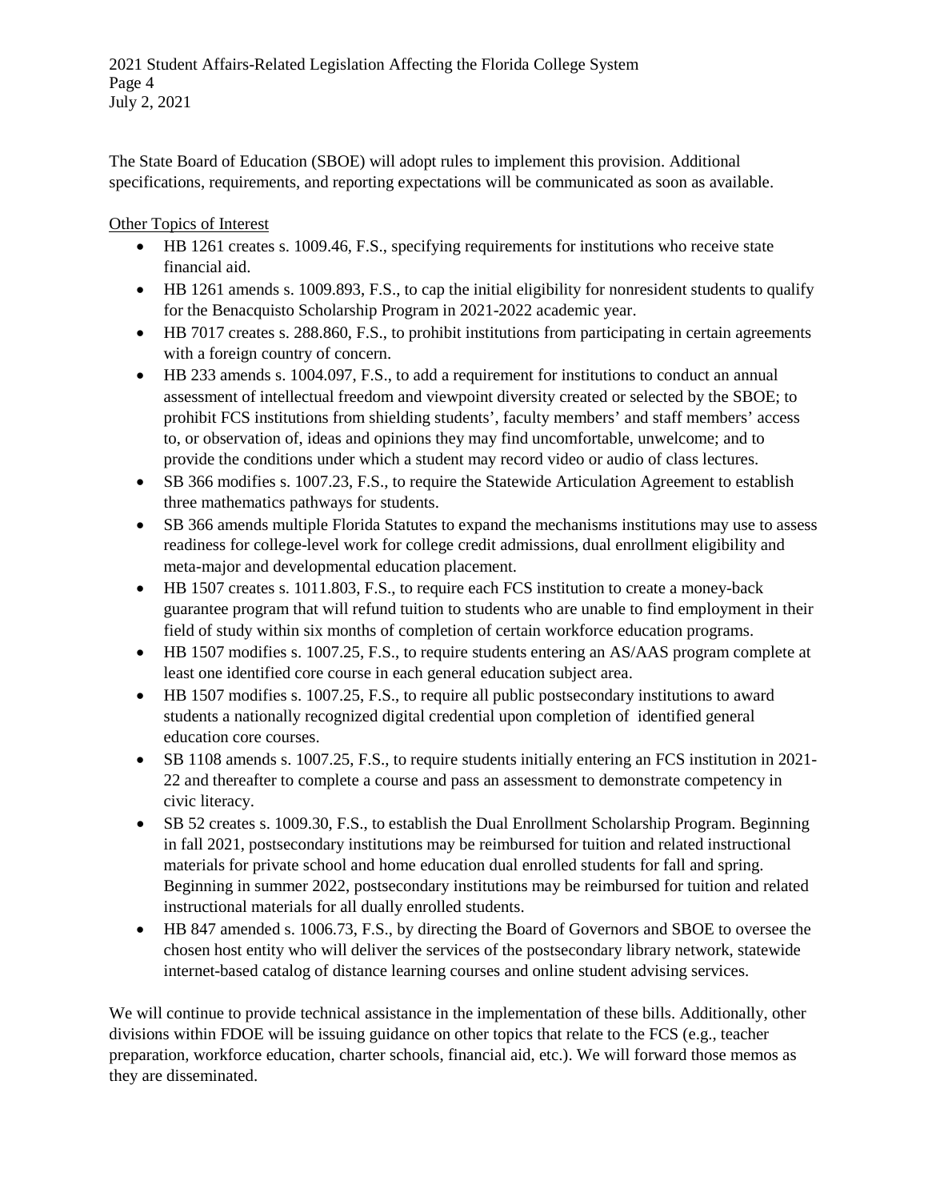The State Board of Education (SBOE) will adopt rules to implement this provision. Additional specifications, requirements, and reporting expectations will be communicated as soon as available.

<u>Other Topics of Interest</u>

- HB 1261 creates s. 1009.46, F.S., specifying requirements for institutions who receive state financial aid.
- HB 1261 amends s. 1009.893, F.S., to cap the initial eligibility for nonresident students to qualify for the Benacquisto Scholarship Program in 2021-2022 academic year.
- HB 7017 creates s. 288.860, F.S., to prohibit institutions from participating in certain agreements with a foreign country of concern.
- HB 233 amends s. 1004.097, F.S., to add a requirement for institutions to conduct an annual assessment of intellectual freedom and viewpoint diversity created or selected by the SBOE; to prohibit FCS institutions from shielding students', faculty members' and staff members' access to, or observation of, ideas and opinions they may find uncomfortable, unwelcome; and to provide the conditions under which a student may record video or audio of class lectures.
- SB 366 modifies s. 1007.23, F.S., to require the Statewide Articulation Agreement to establish three mathematics pathways for students.
- SB 366 amends multiple Florida Statutes to expand the mechanisms institutions may use to assess readiness for college-level work for college credit admissions, dual enrollment eligibility and meta-major and developmental education placement.
- HB 1507 creates s. 1011.803, F.S., to require each FCS institution to create a money-back guarantee program that will refund tuition to students who are unable to find employment in their field of study within six months of completion of certain workforce education programs.
- HB 1507 modifies s. 1007.25, F.S., to require students entering an AS/AAS program complete at least one identified core course in each general education subject area.
- HB 1507 modifies s. 1007.25, F.S., to require all public postsecondary institutions to award students a nationally recognized digital credential upon completion of identified general education core courses.
- SB 1108 amends s. 1007.25, F.S., to require students initially entering an FCS institution in 2021-22 and thereafter to complete a course and pass an assessment to demonstrate competency in civic literacy.
- SB 52 creates s. 1009.30, F.S., to establish the Dual Enrollment Scholarship Program. Beginning in fall 2021, postsecondary institutions may be reimbursed for tuition and related instructional materials for private school and home education dual enrolled students for fall and spring. Beginning in summer 2022, postsecondary institutions may be reimbursed for tuition and related instructional materials for all dually enrolled students.
- HB 847 amended s. 1006.73, F.S., by directing the Board of Governors and SBOE to oversee the chosen host entity who will deliver the services of the postsecondary library network, statewide internet-based catalog of distance learning courses and online student advising services.

We will continue to provide technical assistance in the implementation of these bills. Additionally, other divisions within FDOE will be issuing guidance on other topics that relate to the FCS (e.g., teacher preparation, workforce education, charter schools, financial aid, etc.). We will forward those memos as they are disseminated.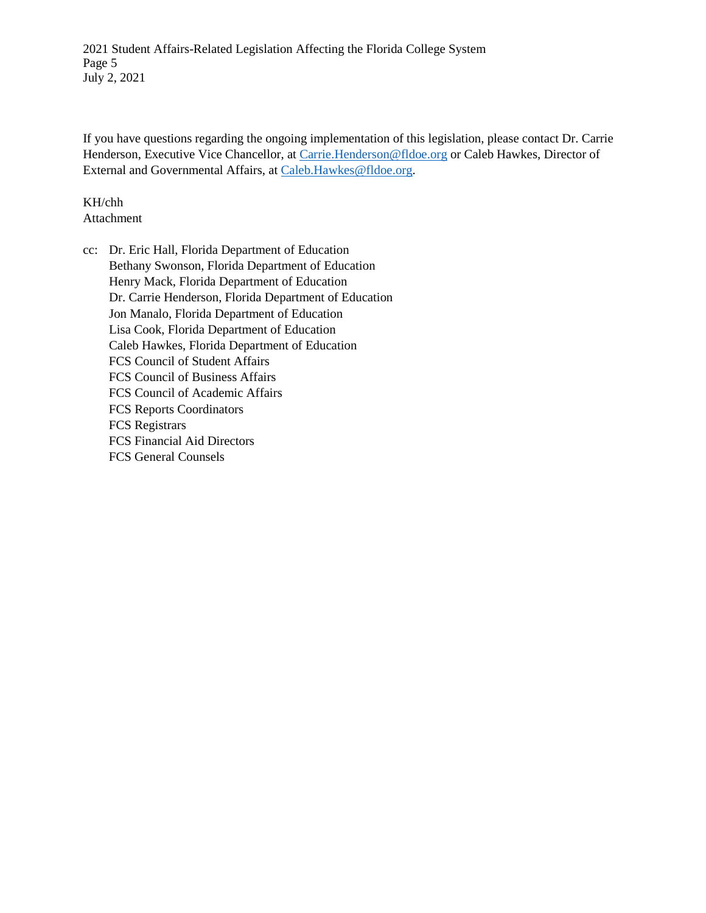If you have questions regarding the ongoing implementation of this legislation, please contact Dr. Carrie Henderson, Executive Vice Chancellor, at Carrie.Henderson@fldoe.org or Caleb Hawkes, Director of External and Governmental Affairs, at Caleb.Hawkes@fldoe.org.

KH/chh
Attachment

cc: Dr. Eric Hall, Florida Department of Education
Bethany Swonson, Florida Department of Education
Henry Mack, Florida Department of Education
Dr. Carrie Henderson, Florida Department of Education
Jon Manalo, Florida Department of Education
Lisa Cook, Florida Department of Education
Caleb Hawkes, Florida Department of Education
FCS Council of Student Affairs
FCS Council of Business Affairs
FCS Council of Academic Affairs
FCS Reports Coordinators
FCS Registrars
FCS Financial Aid Directors
FCS General Counsels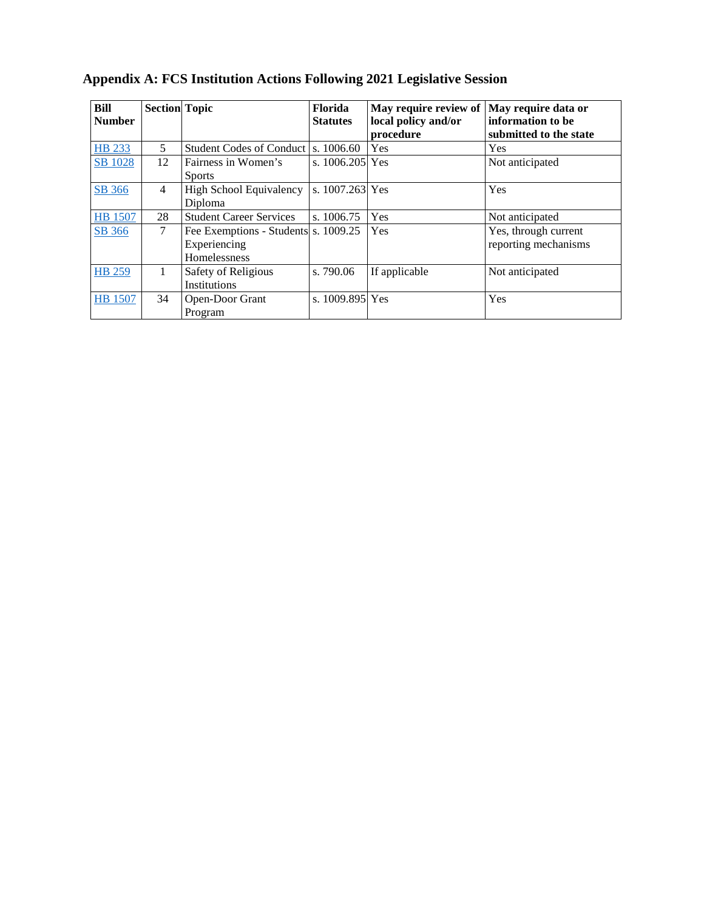## Appendix A: FCS Institution Actions Following 2021 Legislative Session

| Bill Number | Section | Topic | Florida Statutes | May require review of local policy and/or procedure | May require data or information to be submitted to the state |
|---|---|---|---|---|---|
| HB 233 | 5 | Student Codes of Conduct | s. 1006.60 | Yes | Yes |
| SB 1028 | 12 | Fairness in Women's Sports | s. 1006.205 | Yes | Not anticipated |
| SB 366 | 4 | High School Equivalency Diploma | s. 1007.263 | Yes | Yes |
| HB 1507 | 28 | Student Career Services | s. 1006.75 | Yes | Not anticipated |
| SB 366 | 7 | Fee Exemptions - Students Experiencing Homelessness | s. 1009.25 | Yes | Yes, through current reporting mechanisms |
| HB 259 | 1 | Safety of Religious Institutions | s. 790.06 | If applicable | Not anticipated |
| HB 1507 | 34 | Open-Door Grant Program | s. 1009.895 | Yes | Yes |